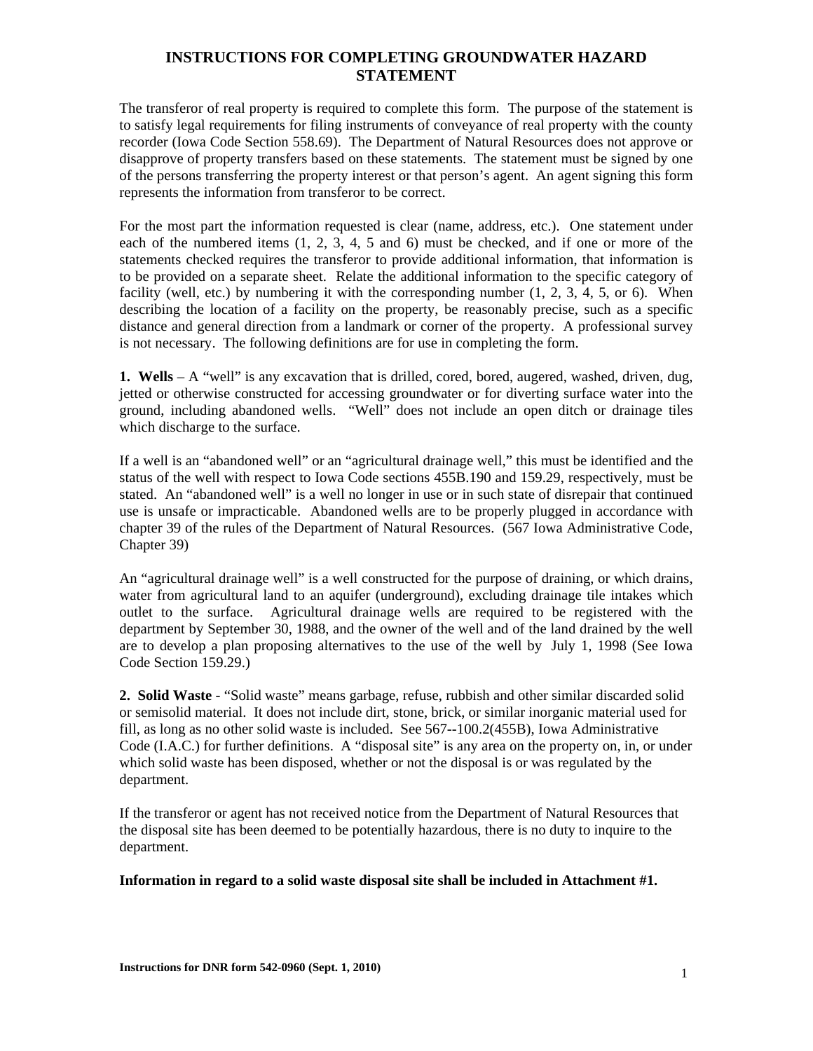# INSTRUCTIONS FOR COMPLETING GROUNDWATER HAZARD STATEMENT

The transferor of real property is required to complete this form. The purpose of the statement is to satisfy legal requirements for filing instruments of conveyance of real property with the county recorder (Iowa Code Section 558.69). The Department of Natural Resources does not approve or disapprove of property transfers based on these statements. The statement must be signed by one of the persons transferring the property interest or that person's agent. An agent signing this form represents the information from transferor to be correct.

For the most part the information requested is clear (name, address, etc.). One statement under each of the numbered items (1, 2, 3, 4, 5 and 6) must be checked, and if one or more of the statements checked requires the transferor to provide additional information, that information is to be provided on a separate sheet. Relate the additional information to the specific category of facility (well, etc.) by numbering it with the corresponding number (1, 2, 3, 4, 5, or 6). When describing the location of a facility on the property, be reasonably precise, such as a specific distance and general direction from a landmark or corner of the property. A professional survey is not necessary. The following definitions are for use in completing the form.

**1. Wells** – A "well" is any excavation that is drilled, cored, bored, augered, washed, driven, dug, jetted or otherwise constructed for accessing groundwater or for diverting surface water into the ground, including abandoned wells. "Well" does not include an open ditch or drainage tiles which discharge to the surface.

If a well is an "abandoned well" or an "agricultural drainage well," this must be identified and the status of the well with respect to Iowa Code sections 455B.190 and 159.29, respectively, must be stated. An "abandoned well" is a well no longer in use or in such state of disrepair that continued use is unsafe or impracticable. Abandoned wells are to be properly plugged in accordance with chapter 39 of the rules of the Department of Natural Resources. (567 Iowa Administrative Code, Chapter 39)

An "agricultural drainage well" is a well constructed for the purpose of draining, or which drains, water from agricultural land to an aquifer (underground), excluding drainage tile intakes which outlet to the surface. Agricultural drainage wells are required to be registered with the department by September 30, 1988, and the owner of the well and of the land drained by the well are to develop a plan proposing alternatives to the use of the well by July 1, 1998 (See Iowa Code Section 159.29.)

**2. Solid Waste** - "Solid waste" means garbage, refuse, rubbish and other similar discarded solid or semisolid material. It does not include dirt, stone, brick, or similar inorganic material used for fill, as long as no other solid waste is included. See 567--100.2(455B), Iowa Administrative Code (I.A.C.) for further definitions. A "disposal site" is any area on the property on, in, or under which solid waste has been disposed, whether or not the disposal is or was regulated by the department.

If the transferor or agent has not received notice from the Department of Natural Resources that the disposal site has been deemed to be potentially hazardous, there is no duty to inquire to the department.

**Information in regard to a solid waste disposal site shall be included in Attachment #1.**

**Instructions for DNR form 542-0960 (Sept. 1, 2010)**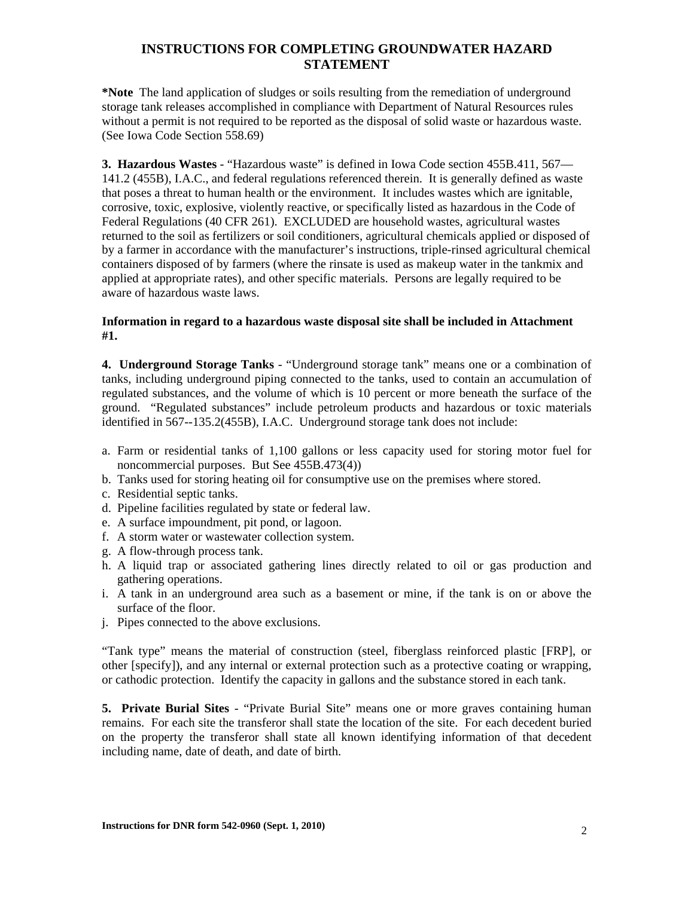## INSTRUCTIONS FOR COMPLETING GROUNDWATER HAZARD STATEMENT

**\*Note** The land application of sludges or soils resulting from the remediation of underground storage tank releases accomplished in compliance with Department of Natural Resources rules without a permit is not required to be reported as the disposal of solid waste or hazardous waste. (See Iowa Code Section 558.69)

**3. Hazardous Wastes** - "Hazardous waste" is defined in Iowa Code section 455B.411, 567—141.2 (455B), I.A.C., and federal regulations referenced therein. It is generally defined as waste that poses a threat to human health or the environment. It includes wastes which are ignitable, corrosive, toxic, explosive, violently reactive, or specifically listed as hazardous in the Code of Federal Regulations (40 CFR 261). EXCLUDED are household wastes, agricultural wastes returned to the soil as fertilizers or soil conditioners, agricultural chemicals applied or disposed of by a farmer in accordance with the manufacturer's instructions, triple-rinsed agricultural chemical containers disposed of by farmers (where the rinsate is used as makeup water in the tankmix and applied at appropriate rates), and other specific materials. Persons are legally required to be aware of hazardous waste laws.

**Information in regard to a hazardous waste disposal site shall be included in Attachment #1.**

**4. Underground Storage Tanks** - "Underground storage tank" means one or a combination of tanks, including underground piping connected to the tanks, used to contain an accumulation of regulated substances, and the volume of which is 10 percent or more beneath the surface of the ground. "Regulated substances" include petroleum products and hazardous or toxic materials identified in 567--135.2(455B), I.A.C. Underground storage tank does not include:

a. Farm or residential tanks of 1,100 gallons or less capacity used for storing motor fuel for noncommercial purposes. But See 455B.473(4))
b. Tanks used for storing heating oil for consumptive use on the premises where stored.
c. Residential septic tanks.
d. Pipeline facilities regulated by state or federal law.
e. A surface impoundment, pit pond, or lagoon.
f. A storm water or wastewater collection system.
g. A flow-through process tank.
h. A liquid trap or associated gathering lines directly related to oil or gas production and gathering operations.
i. A tank in an underground area such as a basement or mine, if the tank is on or above the surface of the floor.
j. Pipes connected to the above exclusions.

"Tank type" means the material of construction (steel, fiberglass reinforced plastic [FRP], or other [specify]), and any internal or external protection such as a protective coating or wrapping, or cathodic protection. Identify the capacity in gallons and the substance stored in each tank.

**5. Private Burial Sites** - "Private Burial Site" means one or more graves containing human remains. For each site the transferor shall state the location of the site. For each decedent buried on the property the transferor shall state all known identifying information of that decedent including name, date of death, and date of birth.

**Instructions for DNR form 542-0960 (Sept. 1, 2010)**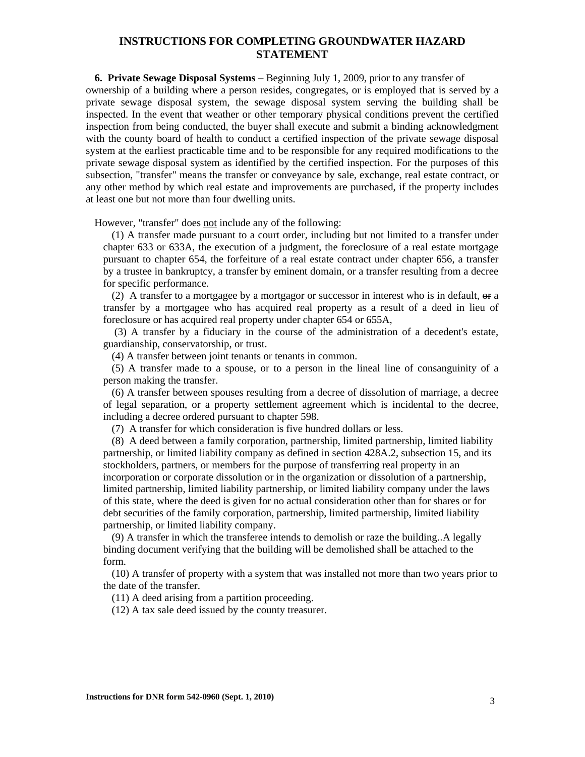## INSTRUCTIONS FOR COMPLETING GROUNDWATER HAZARD STATEMENT

**6. Private Sewage Disposal Systems –** Beginning July 1, 2009, prior to any transfer of ownership of a building where a person resides, congregates, or is employed that is served by a private sewage disposal system, the sewage disposal system serving the building shall be inspected. In the event that weather or other temporary physical conditions prevent the certified inspection from being conducted, the buyer shall execute and submit a binding acknowledgment with the county board of health to conduct a certified inspection of the private sewage disposal system at the earliest practicable time and to be responsible for any required modifications to the private sewage disposal system as identified by the certified inspection. For the purposes of this subsection, "transfer" means the transfer or conveyance by sale, exchange, real estate contract, or any other method by which real estate and improvements are purchased, if the property includes at least one but not more than four dwelling units.

However, "transfer" does not include any of the following:

(1) A transfer made pursuant to a court order, including but not limited to a transfer under chapter 633 or 633A, the execution of a judgment, the foreclosure of a real estate mortgage pursuant to chapter 654, the forfeiture of a real estate contract under chapter 656, a transfer by a trustee in bankruptcy, a transfer by eminent domain, or a transfer resulting from a decree for specific performance.

(2) A transfer to a mortgagee by a mortgagor or successor in interest who is in default, ~~or~~ a transfer by a mortgagee who has acquired real property as a result of a deed in lieu of foreclosure or has acquired real property under chapter 654 or 655A,

(3) A transfer by a fiduciary in the course of the administration of a decedent's estate, guardianship, conservatorship, or trust.

(4) A transfer between joint tenants or tenants in common.

(5) A transfer made to a spouse, or to a person in the lineal line of consanguinity of a person making the transfer.

(6) A transfer between spouses resulting from a decree of dissolution of marriage, a decree of legal separation, or a property settlement agreement which is incidental to the decree, including a decree ordered pursuant to chapter 598.

(7) A transfer for which consideration is five hundred dollars or less.

(8) A deed between a family corporation, partnership, limited partnership, limited liability partnership, or limited liability company as defined in section 428A.2, subsection 15, and its stockholders, partners, or members for the purpose of transferring real property in an incorporation or corporate dissolution or in the organization or dissolution of a partnership, limited partnership, limited liability partnership, or limited liability company under the laws of this state, where the deed is given for no actual consideration other than for shares or for debt securities of the family corporation, partnership, limited partnership, limited liability partnership, or limited liability company.

(9) A transfer in which the transferee intends to demolish or raze the building..A legally binding document verifying that the building will be demolished shall be attached to the form.

(10) A transfer of property with a system that was installed not more than two years prior to the date of the transfer.

(11) A deed arising from a partition proceeding.

(12) A tax sale deed issued by the county treasurer.

**Instructions for DNR form 542-0960 (Sept. 1, 2010)**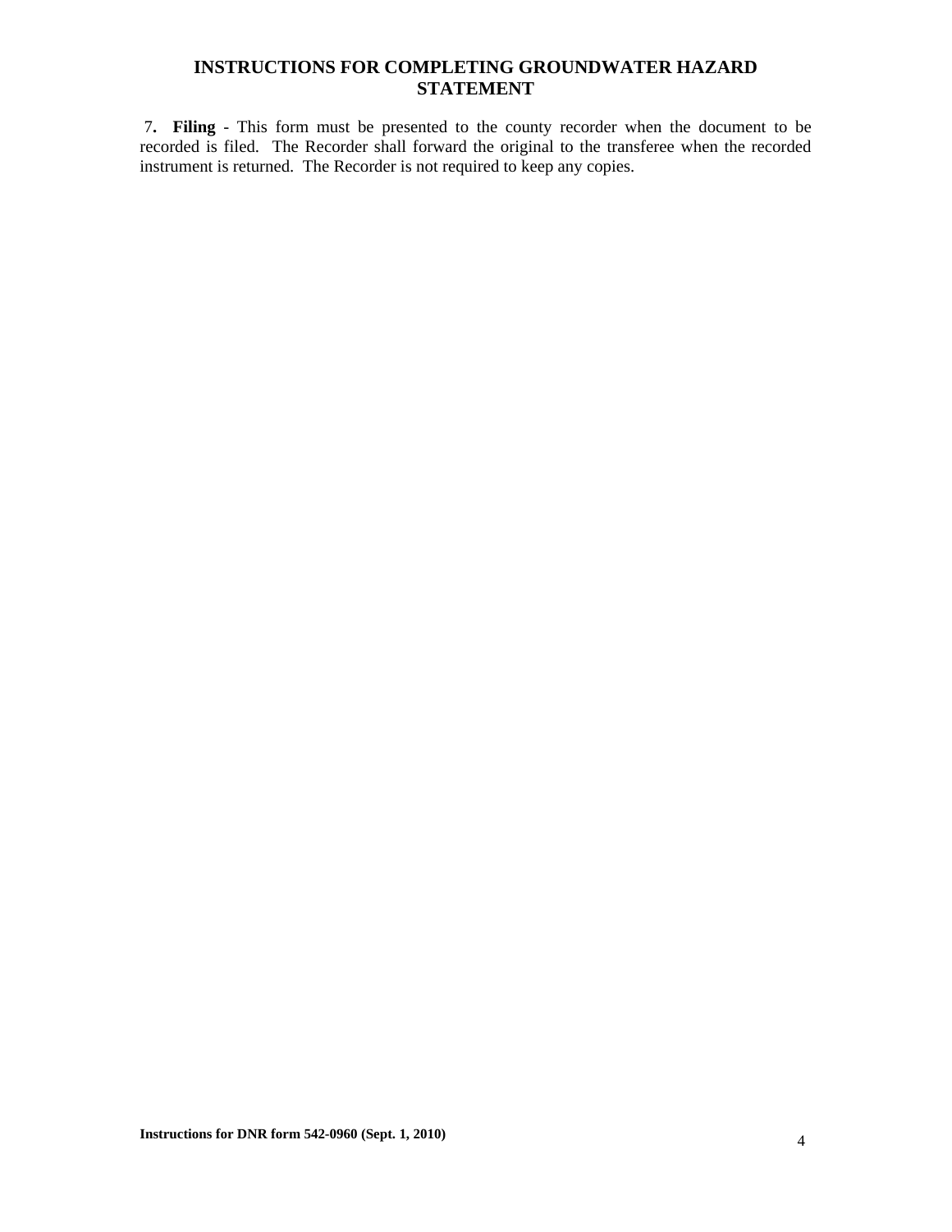# INSTRUCTIONS FOR COMPLETING GROUNDWATER HAZARD STATEMENT

7. **Filing** - This form must be presented to the county recorder when the document to be recorded is filed. The Recorder shall forward the original to the transferee when the recorded instrument is returned. The Recorder is not required to keep any copies.